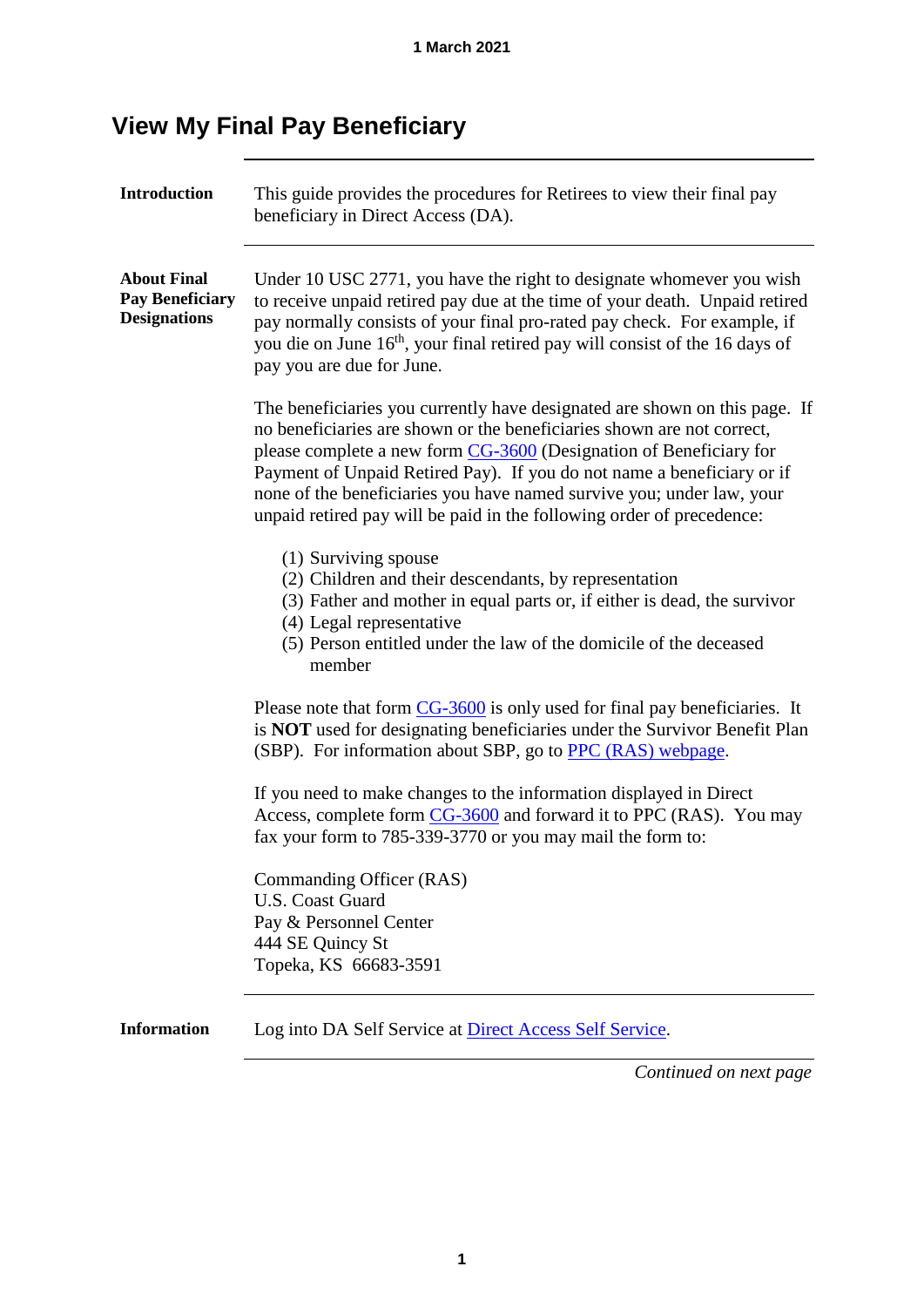# View My Final Pay Beneficiary

**Introduction**

This guide provides the procedures for Retirees to view their final pay beneficiary in Direct Access (DA).

**About Final Pay Beneficiary Designations**

Under 10 USC 2771, you have the right to designate whomever you wish to receive unpaid retired pay due at the time of your death. Unpaid retired pay normally consists of your final pro-rated pay check. For example, if you die on June 16th, your final retired pay will consist of the 16 days of pay you are due for June.

The beneficiaries you currently have designated are shown on this page. If no beneficiaries are shown or the beneficiaries shown are not correct, please complete a new form CG-3600 (Designation of Beneficiary for Payment of Unpaid Retired Pay). If you do not name a beneficiary or if none of the beneficiaries you have named survive you; under law, your unpaid retired pay will be paid in the following order of precedence:

(1) Surviving spouse
(2) Children and their descendants, by representation
(3) Father and mother in equal parts or, if either is dead, the survivor
(4) Legal representative
(5) Person entitled under the law of the domicile of the deceased member

Please note that form CG-3600 is only used for final pay beneficiaries. It is **NOT** used for designating beneficiaries under the Survivor Benefit Plan (SBP). For information about SBP, go to PPC (RAS) webpage.

If you need to make changes to the information displayed in Direct Access, complete form CG-3600 and forward it to PPC (RAS). You may fax your form to 785-339-3770 or you may mail the form to:

Commanding Officer (RAS)
U.S. Coast Guard
Pay & Personnel Center
444 SE Quincy St
Topeka, KS 66683-3591

**Information**

Log into DA Self Service at Direct Access Self Service.

*Continued on next page*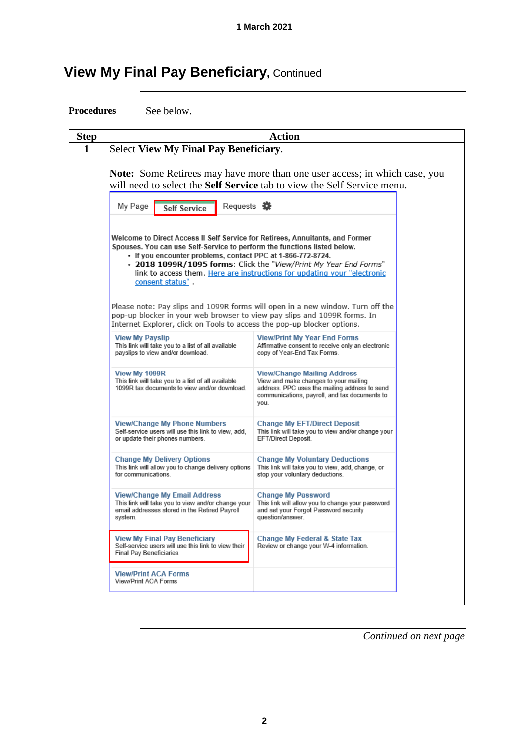# View My Final Pay Beneficiary, Continued

**Procedures** See below.

| Step | Action |
|---|---|
| 1 | Select **View My Final Pay Beneficiary**.<br><br>**Note:** Some Retirees may have more than one user access; in which case, you will need to select the **Self Service** tab to view the Self Service menu. |

*Continued on next page*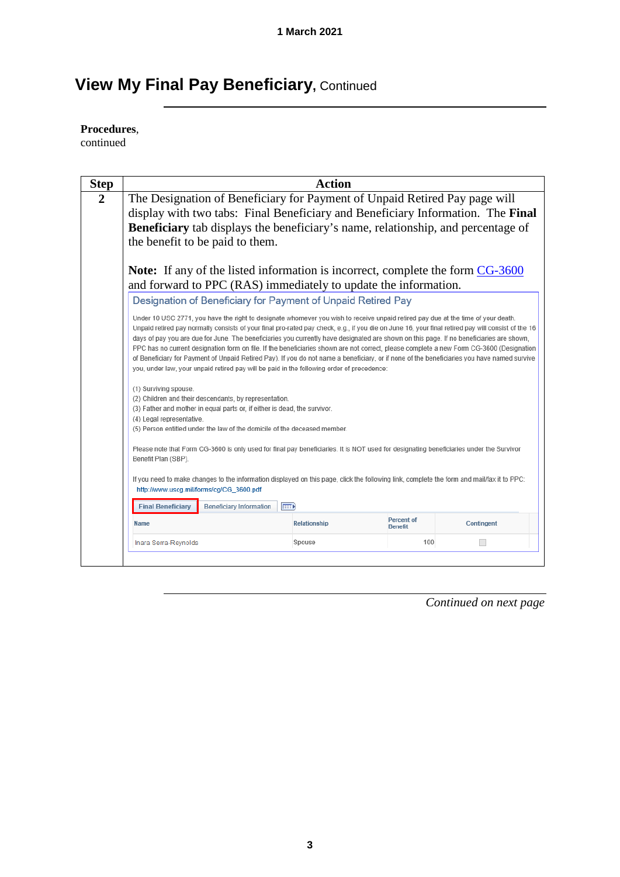# View My Final Pay Beneficiary, Continued

**Procedures**, continued

| Step | Action |
|---|---|
| **2** | The Designation of Beneficiary for Payment of Unpaid Retired Pay page will display with two tabs: Final Beneficiary and Beneficiary Information. The **Final Beneficiary** tab displays the beneficiary's name, relationship, and percentage of the benefit to be paid to them.<br><br>**Note:** If any of the listed information is incorrect, complete the form CG-3600 and forward to PPC (RAS) immediately to update the information. |

Designation of Beneficiary for Payment of Unpaid Retired Pay

Under 10 USC 2771, you have the right to designate whomever you wish to receive unpaid retired pay due at the time of your death. Unpaid retired pay normally consists of your final pro-rated pay check, e.g., if you die on June 16, your final retired pay will consist of the 16 days of pay you are due for June. The beneficiaries you currently have designated are shown on this page. If no beneficiaries are shown, PPC has no current designation form on file. If the beneficiaries shown are not correct, please complete a new Form CG-3600 (Designation of Beneficiary for Payment of Unpaid Retired Pay). If you do not name a beneficiary, or if none of the beneficiaries you have named survive you, under law, your unpaid retired pay will be paid in the following order of precedence:

(1) Surviving spouse.
(2) Children and their descendants, by representation.
(3) Father and mother in equal parts or, if either is dead, the survivor.
(4) Legal representative.
(5) Person entitled under the law of the domicile of the deceased member.

Please note that Form CG-3600 is only used for final pay beneficiaries. It is NOT used for designating beneficiaries under the Survivor Benefit Plan (SBP).

If you need to make changes to the information displayed on this page, click the following link, complete the form and mail/fax it to PPC:
http://www.uscg.mil/forms/cg/CG_3600.pdf

Final Beneficiary | Beneficiary Information

| Name | Relationship | Percent of Benefit | Contingent |
|---|---|---|---|
| Inara Serra-Reynolds | Spouse | 100 | ☐ |

*Continued on next page*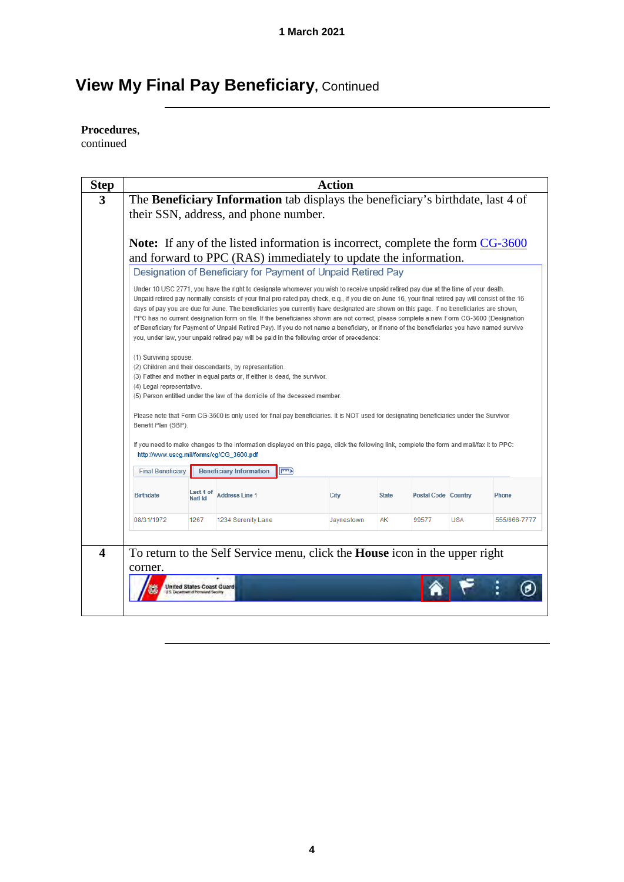1 March 2021

# View My Final Pay Beneficiary, Continued

**Procedures**, continued

| Step | Action |
|---|---|
| 3 | The **Beneficiary Information** tab displays the beneficiary's birthdate, last 4 of their SSN, address, and phone number.<br><br>**Note:** If any of the listed information is incorrect, complete the form CG-3600 and forward to PPC (RAS) immediately to update the information.<br><br>Designation of Beneficiary for Payment of Unpaid Retired Pay<br><br>Under 10 USC 2771, you have the right to designate whomever you wish to receive unpaid retired pay due at the time of your death. Unpaid retired pay normally consists of your final pro-rated pay check, e.g., if you die on June 16, your final retired pay will consist of the 16 days of pay you are due for June. The beneficiaries you currently have designated are shown on this page. If no beneficiaries are shown, PPC has no current designation form on file. If the beneficiaries shown are not correct, please complete a new Form CG-3600 (Designation of Beneficiary for Payment of Unpaid Retired Pay). If you do not name a beneficiary, or if none of the beneficiaries you have named survive you, under law, your unpaid retired pay will be paid in the following order of precedence:<br><br>(1) Surviving spouse.<br>(2) Children and their descendants, by representation.<br>(3) Father and mother in equal parts or, if either is dead, the survivor.<br>(4) Legal representative.<br>(5) Person entitled under the law of the domicile of the deceased member.<br><br>Please note that Form CG-3600 is only used for final pay beneficiaries. It is NOT used for designating beneficiaries under the Survivor Benefit Plan (SBP).<br><br>If you need to make changes to the information displayed on this page, click the following link, complete the form and mail/fax it to PPC: http://www.uscg.mil/forms/cg/CG_3600.pdf<br><br>Final Beneficiary / **Beneficiary Information**<br><br>Birthdate: 08/31/1972; Last 4 of Natl Id: 1267; Address Line 1: 1234 Serenity Lane; City: Jaynestown; State: AK; Postal Code: 99577; Country: USA; Phone: 555/666-7777 |
| 4 | To return to the Self Service menu, click the **House** icon in the upper right corner. |